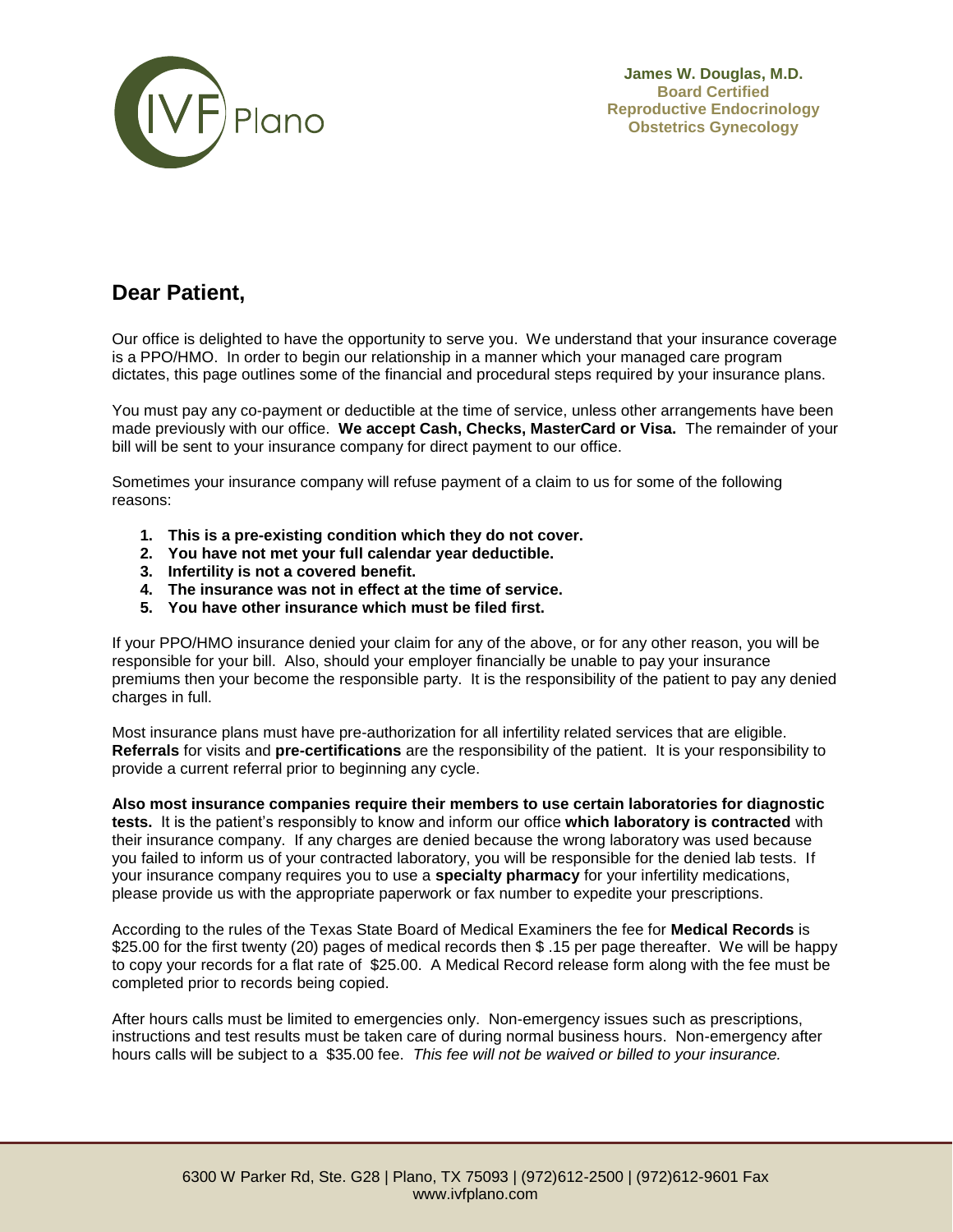IVF Plano

**James W. Douglas, M.D.**
**Board Certified**
**Reproductive Endocrinology**
**Obstetrics Gynecology**

## Dear Patient,

Our office is delighted to have the opportunity to serve you. We understand that your insurance coverage is a PPO/HMO. In order to begin our relationship in a manner which your managed care program dictates, this page outlines some of the financial and procedural steps required by your insurance plans.

You must pay any co-payment or deductible at the time of service, unless other arrangements have been made previously with our office. **We accept Cash, Checks, MasterCard or Visa.** The remainder of your bill will be sent to your insurance company for direct payment to our office.

Sometimes your insurance company will refuse payment of a claim to us for some of the following reasons:

1. **This is a pre-existing condition which they do not cover.**
2. **You have not met your full calendar year deductible.**
3. **Infertility is not a covered benefit.**
4. **The insurance was not in effect at the time of service.**
5. **You have other insurance which must be filed first.**

If your PPO/HMO insurance denied your claim for any of the above, or for any other reason, you will be responsible for your bill. Also, should your employer financially be unable to pay your insurance premiums then your become the responsible party. It is the responsibility of the patient to pay any denied charges in full.

Most insurance plans must have pre-authorization for all infertility related services that are eligible. **Referrals** for visits and **pre-certifications** are the responsibility of the patient. It is your responsibility to provide a current referral prior to beginning any cycle.

**Also most insurance companies require their members to use certain laboratories for diagnostic tests.** It is the patient's responsibly to know and inform our office **which laboratory is contracted** with their insurance company. If any charges are denied because the wrong laboratory was used because you failed to inform us of your contracted laboratory, you will be responsible for the denied lab tests. If your insurance company requires you to use a **specialty pharmacy** for your infertility medications, please provide us with the appropriate paperwork or fax number to expedite your prescriptions.

According to the rules of the Texas State Board of Medical Examiners the fee for **Medical Records** is $25.00 for the first twenty (20) pages of medical records then $ .15 per page thereafter. We will be happy to copy your records for a flat rate of $25.00. A Medical Record release form along with the fee must be completed prior to records being copied.

After hours calls must be limited to emergencies only. Non-emergency issues such as prescriptions, instructions and test results must be taken care of during normal business hours. Non-emergency after hours calls will be subject to a $35.00 fee. *This fee will not be waived or billed to your insurance.*

6300 W Parker Rd, Ste. G28 | Plano, TX 75093 | (972)612-2500 | (972)612-9601 Fax
www.ivfplano.com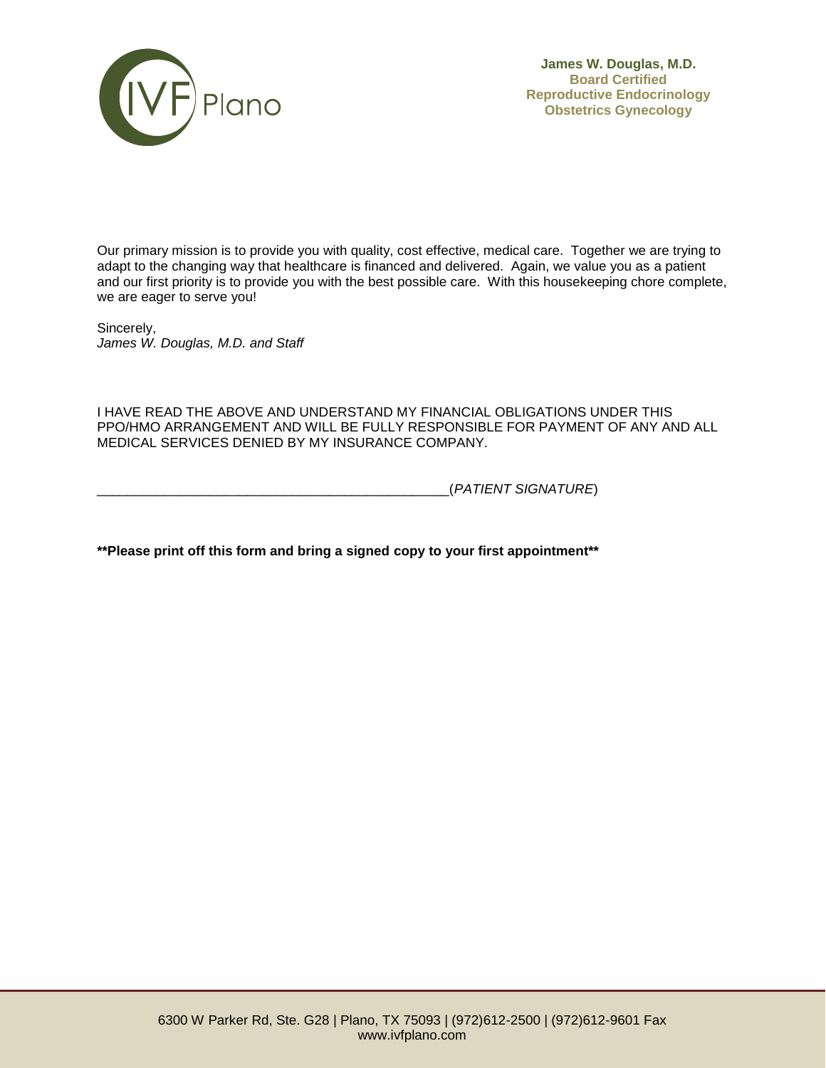Our primary mission is to provide you with quality, cost effective, medical care. Together we are trying to adapt to the changing way that healthcare is financed and delivered. Again, we value you as a patient and our first priority is to provide you with the best possible care. With this housekeeping chore complete, we are eager to serve you!

Sincerely,
*James W. Douglas, M.D. and Staff*

I HAVE READ THE ABOVE AND UNDERSTAND MY FINANCIAL OBLIGATIONS UNDER THIS PPO/HMO ARRANGEMENT AND WILL BE FULLY RESPONSIBLE FOR PAYMENT OF ANY AND ALL MEDICAL SERVICES DENIED BY MY INSURANCE COMPANY.

_______________________________________________(*PATIENT SIGNATURE*)

**\*\*Please print off this form and bring a signed copy to your first appointment\*\***